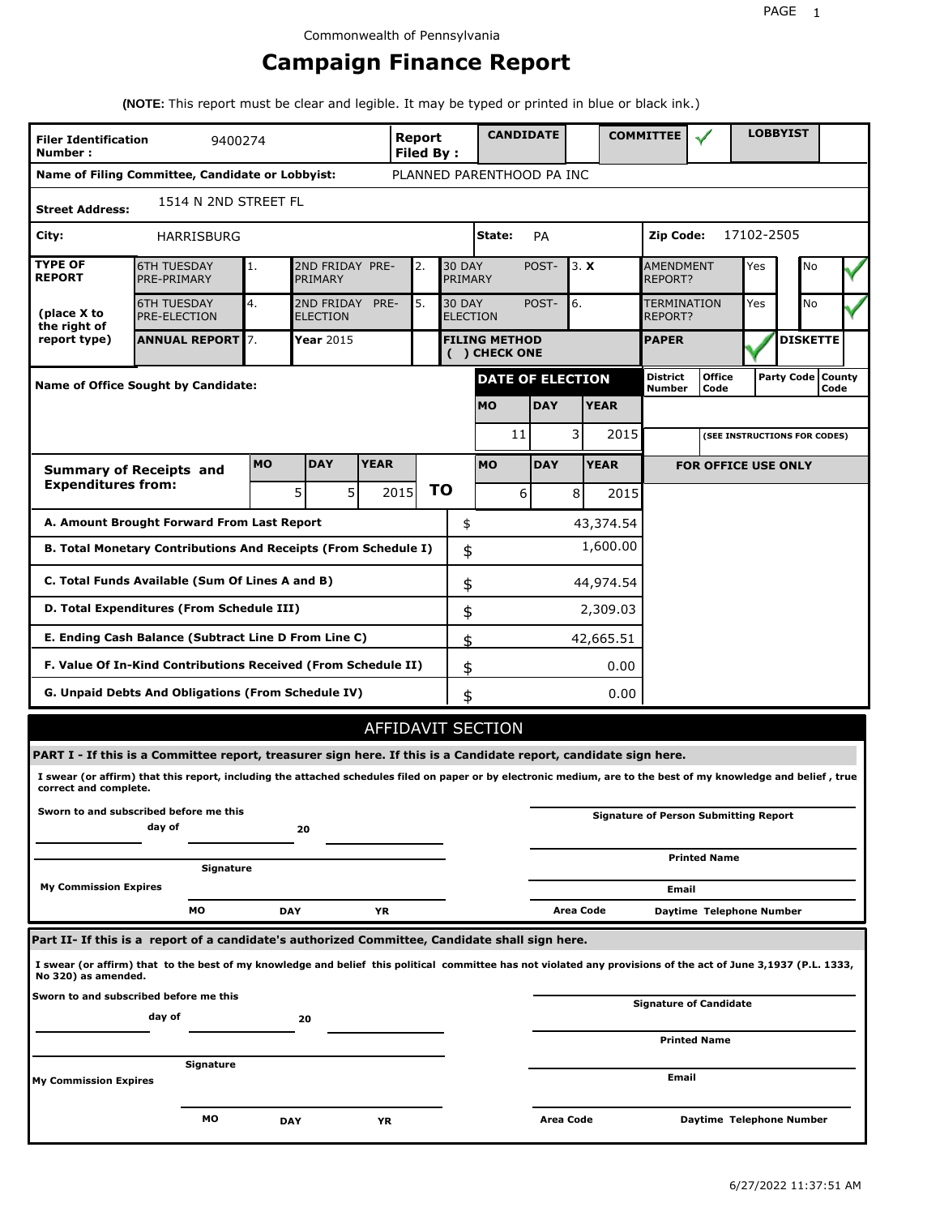Commonwealth of Pennsylvania

# Campaign Finance Report

**(NOTE:** This report must be clear and legible. It may be typed or printed in blue or black ink.)

| **Filer Identification Number :** | 9400274 | **Report Filed By :** | **CANDIDATE** | | **COMMITTEE** | ✓ | **LOBBYIST** | |
|---|---|---|---|---|---|---|---|---|
| **Name of Filing Committee, Candidate or Lobbyist:** | PLANNED PARENTHOOD PA INC | | | | | | | |
| **Street Address:** | 1514 N 2ND STREET FL | | | | | | | |
| **City:** | HARRISBURG | | **State:** | PA | **Zip Code:** | 17102-2505 | | |

| **TYPE OF REPORT** (place X to the right of report type) | | | | | | | | | |
|---|---|---|---|---|---|---|---|---|---|
| 6TH TUESDAY PRE-PRIMARY | 1. | 2ND FRIDAY PRE-PRIMARY | 2. | 30 DAY POST-PRIMARY | 3. **X** | AMENDMENT REPORT? | Yes | No | ✓ |
| 6TH TUESDAY PRE-ELECTION | 4. | 2ND FRIDAY PRE-ELECTION | 5. | 30 DAY POST-ELECTION | 6. | TERMINATION REPORT? | Yes | No | ✓ |
| **ANNUAL REPORT** | 7. | **Year** 2015 | | **FILING METHOD ( ) CHECK ONE** | | **PAPER** | ✓ | **DISKETTE** | |

| **Name of Office Sought by Candidate:** | **DATE OF ELECTION** | | | **District Number** | **Office Code** | **Party Code** | **County Code** |
|---|---|---|---|---|---|---|---|
| | **MO** | **DAY** | **YEAR** | | | | |
| | 11 | 3 | 2015 | | (SEE INSTRUCTIONS FOR CODES) | | |

| **Summary of Receipts and Expenditures from:** | **MO** | **DAY** | **YEAR** | | **MO** | **DAY** | **YEAR** | **FOR OFFICE USE ONLY** |
|---|---|---|---|---|---|---|---|---|
| | 5 | 5 | 2015 | **TO** | 6 | 8 | 2015 | |

| | | |
|---|---|---|
| **A. Amount Brought Forward From Last Report** | $ | 43,374.54 |
| **B. Total Monetary Contributions And Receipts (From Schedule I)** | $ | 1,600.00 |
| **C. Total Funds Available (Sum Of Lines A and B)** | $ | 44,974.54 |
| **D. Total Expenditures (From Schedule III)** | $ | 2,309.03 |
| **E. Ending Cash Balance (Subtract Line D From Line C)** | $ | 42,665.51 |
| **F. Value Of In-Kind Contributions Received (From Schedule II)** | $ | 0.00 |
| **G. Unpaid Debts And Obligations (From Schedule IV)** | $ | 0.00 |

## AFFIDAVIT SECTION

**PART I - If this is a Committee report, treasurer sign here. If this is a Candidate report, candidate sign here.**

**I swear (or affirm) that this report, including the attached schedules filed on paper or by electronic medium, are to the best of my knowledge and belief , true correct and complete.**

**Sworn to and subscribed before me this** ______ **day of** ______ **20** ______

**Signature** ______

**My Commission Expires** **MO** ______ **DAY** ______ **YR** ______

**Signature of Person Submitting Report** ______

**Printed Name** ______

**Email** ______

**Area Code** ______ **Daytime Telephone Number** ______

**Part II- If this is a report of a candidate's authorized Committee, Candidate shall sign here.**

**I swear (or affirm) that to the best of my knowledge and belief this political committee has not violated any provisions of the act of June 3,1937 (P.L. 1333, No 320) as amended.**

**Sworn to and subscribed before me this** ______ **day of** ______ **20** ______

**Signature** ______

**My Commission Expires** **MO** ______ **DAY** ______ **YR** ______

**Signature of Candidate** ______

**Printed Name** ______

**Email** ______

**Area Code** ______ **Daytime Telephone Number** ______

6/27/2022 11:37:51 AM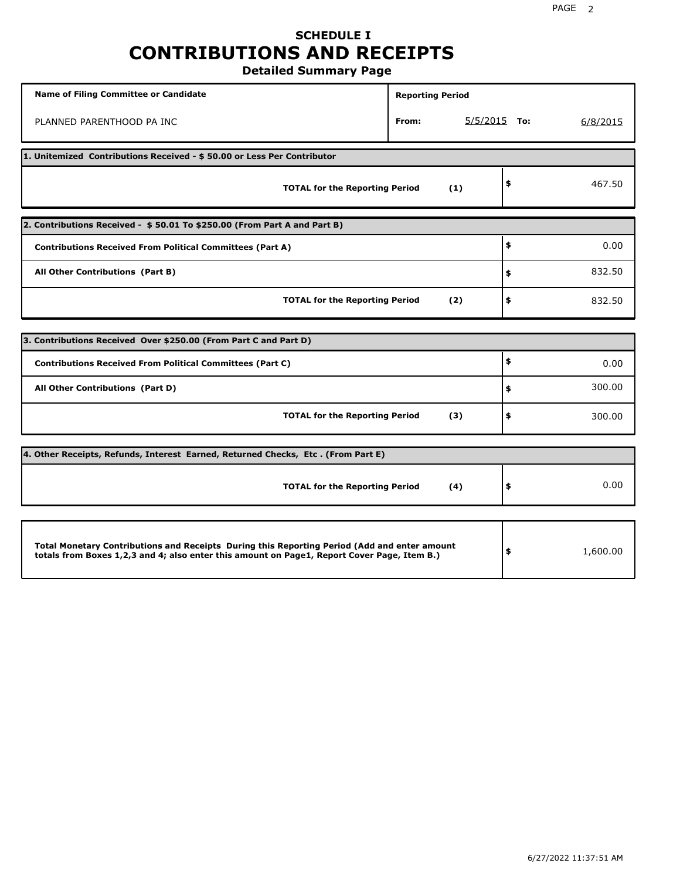# SCHEDULE I
# CONTRIBUTIONS AND RECEIPTS
## Detailed Summary Page

| Name of Filing Committee or Candidate | Reporting Period | | | |
|---|---|---|---|---|
| PLANNED PARENTHOOD PA INC | From: | 5/5/2015 | To: | 6/8/2015 |

| 1. Unitemized Contributions Received - $ 50.00 or Less Per Contributor | | |
|---|---|---|
| **TOTAL for the Reporting Period** | **(1)** | $ 467.50 |

| 2. Contributions Received - $ 50.01 To $250.00 (From Part A and Part B) | | |
|---|---|---|
| **Contributions Received From Political Committees (Part A)** | | $ 0.00 |
| **All Other Contributions (Part B)** | | $ 832.50 |
| **TOTAL for the Reporting Period** | **(2)** | $ 832.50 |

| 3. Contributions Received Over $250.00 (From Part C and Part D) | | |
|---|---|---|
| **Contributions Received From Political Committees (Part C)** | | $ 0.00 |
| **All Other Contributions (Part D)** | | $ 300.00 |
| **TOTAL for the Reporting Period** | **(3)** | $ 300.00 |

| 4. Other Receipts, Refunds, Interest Earned, Returned Checks, Etc . (From Part E) | | |
|---|---|---|
| **TOTAL for the Reporting Period** | **(4)** | $ 0.00 |

| | |
|---|---|
| **Total Monetary Contributions and Receipts During this Reporting Period (Add and enter amount totals from Boxes 1,2,3 and 4; also enter this amount on Page1, Report Cover Page, Item B.)** | $ 1,600.00 |

6/27/2022 11:37:51 AM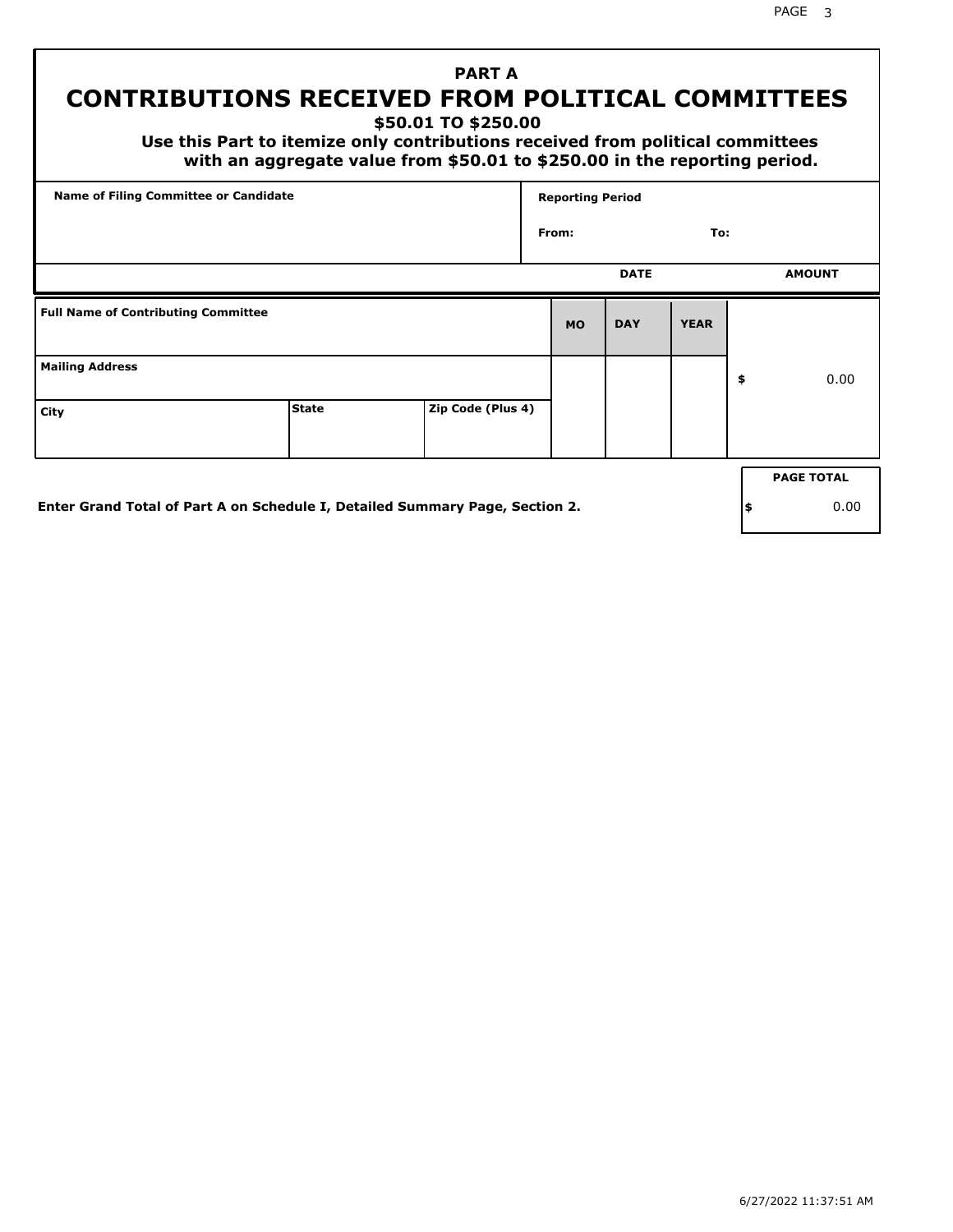# PART A
## CONTRIBUTIONS RECEIVED FROM POLITICAL COMMITTEES
### $50.01 TO $250.00

**Use this Part to itemize only contributions received from political committees with an aggregate value from $50.01 to $250.00 in the reporting period.**

| Name of Filing Committee or Candidate | Reporting Period | |
|---|---|---|
| | From: | To: |

| Full Name of Contributing Committee | | | DATE | | | AMOUNT |
|---|---|---|---|---|---|---|
| | | | MO | DAY | YEAR | |
| Mailing Address | | | | | | $ 0.00 |
| City | State | Zip Code (Plus 4) | | | | |

**Enter Grand Total of Part A on Schedule I, Detailed Summary Page, Section 2.**

| PAGE TOTAL |
|---|
| $ 0.00 |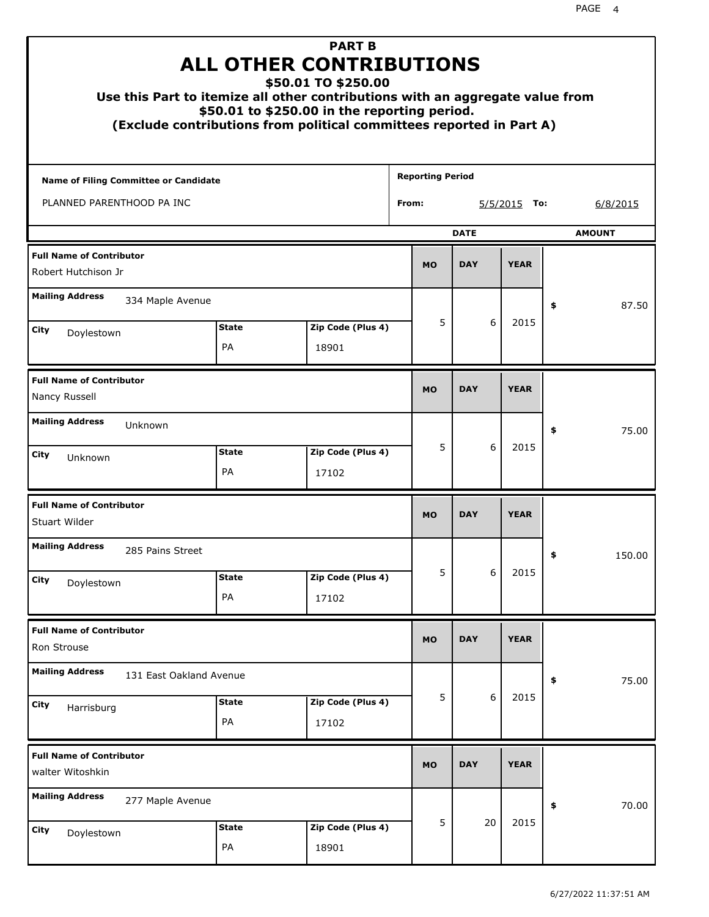# PART B
# ALL OTHER CONTRIBUTIONS
### $50.01 TO $250.00

**Use this Part to itemize all other contributions with an aggregate value from $50.01 to $250.00 in the reporting period.**
**(Exclude contributions from political committees reported in Part A)**

**Name of Filing Committee or Candidate:** PLANNED PARENTHOOD PA INC

**Reporting Period From:** 5/5/2015 **To:** 6/8/2015

| Full Name of Contributor | Mailing Address | City | State | Zip Code (Plus 4) | MO | DAY | YEAR | AMOUNT |
|---|---|---|---|---|---|---|---|---|
| Robert Hutchison Jr | 334 Maple Avenue | Doylestown | PA | 18901 | 5 | 6 | 2015 | $ 87.50 |
| Nancy Russell | Unknown | Unknown | PA | 17102 | 5 | 6 | 2015 | $ 75.00 |
| Stuart Wilder | 285 Pains Street | Doylestown | PA | 17102 | 5 | 6 | 2015 | $ 150.00 |
| Ron Strouse | 131 East Oakland Avenue | Harrisburg | PA | 17102 | 5 | 6 | 2015 | $ 75.00 |
| walter Witoshkin | 277 Maple Avenue | Doylestown | PA | 18901 | 5 | 20 | 2015 | $ 70.00 |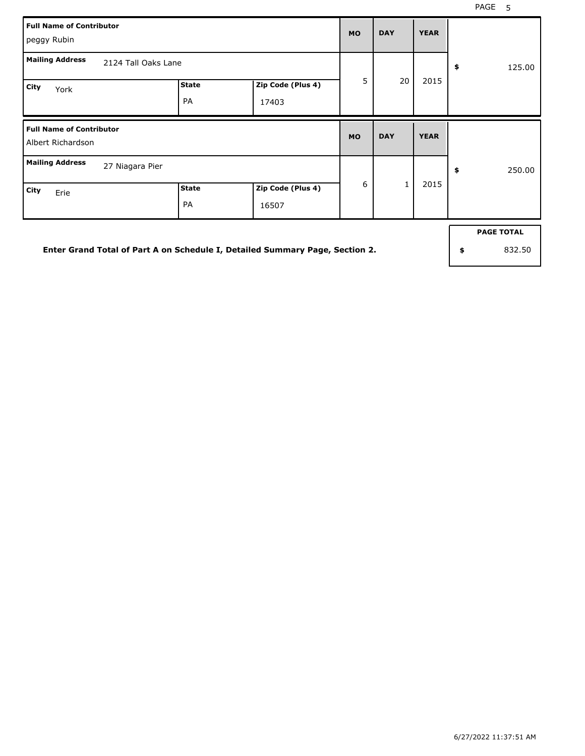| Full Name of Contributor | | | MO | DAY | YEAR | |
| --- | --- | --- | --- | --- | --- | --- |
| peggy Rubin | | | | | | |
| Mailing Address: 2124 Tall Oaks Lane | | | 5 | 20 | 2015 | $ 125.00 |
| City: York | State: PA | Zip Code (Plus 4): 17403 | | | | |

| Full Name of Contributor | | | MO | DAY | YEAR | |
| --- | --- | --- | --- | --- | --- | --- |
| Albert Richardson | | | | | | |
| Mailing Address: 27 Niagara Pier | | | 6 | 1 | 2015 | $ 250.00 |
| City: Erie | State: PA | Zip Code (Plus 4): 16507 | | | | |

**Enter Grand Total of Part A on Schedule I, Detailed Summary Page, Section 2.**

| PAGE TOTAL |
| --- |
| $ 832.50 |

6/27/2022 11:37:51 AM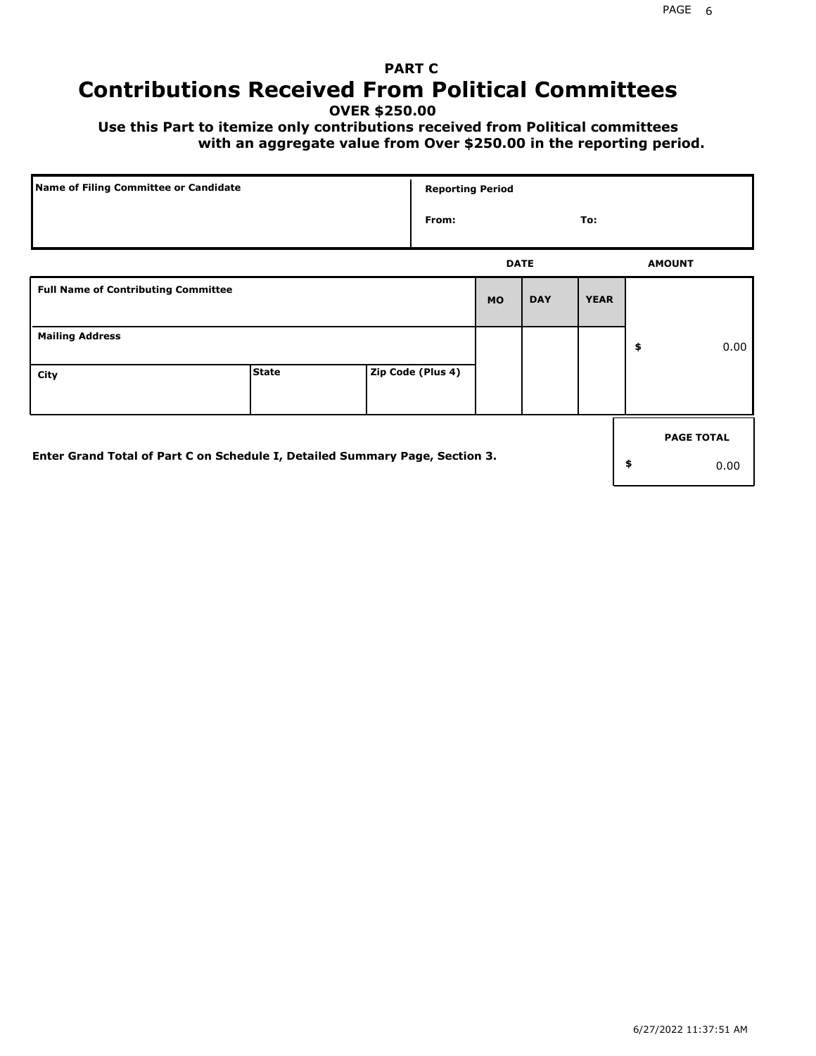# PART C
# Contributions Received From Political Committees

**OVER $250.00**

**Use this Part to itemize only contributions received from Political committees with an aggregate value from Over $250.00 in the reporting period.**

| Name of Filing Committee or Candidate | Reporting Period |
| --- | --- |
| | From: To: |

| Full Name of Contributing Committee | | | DATE MO | DAY | YEAR | AMOUNT |
| --- | --- | --- | --- | --- | --- | --- |
| Mailing Address | | | | | | $ 0.00 |
| City | State | Zip Code (Plus 4) | | | | |

**Enter Grand Total of Part C on Schedule I, Detailed Summary Page, Section 3.**

| PAGE TOTAL |
| --- |
| $ 0.00 |

6/27/2022 11:37:51 AM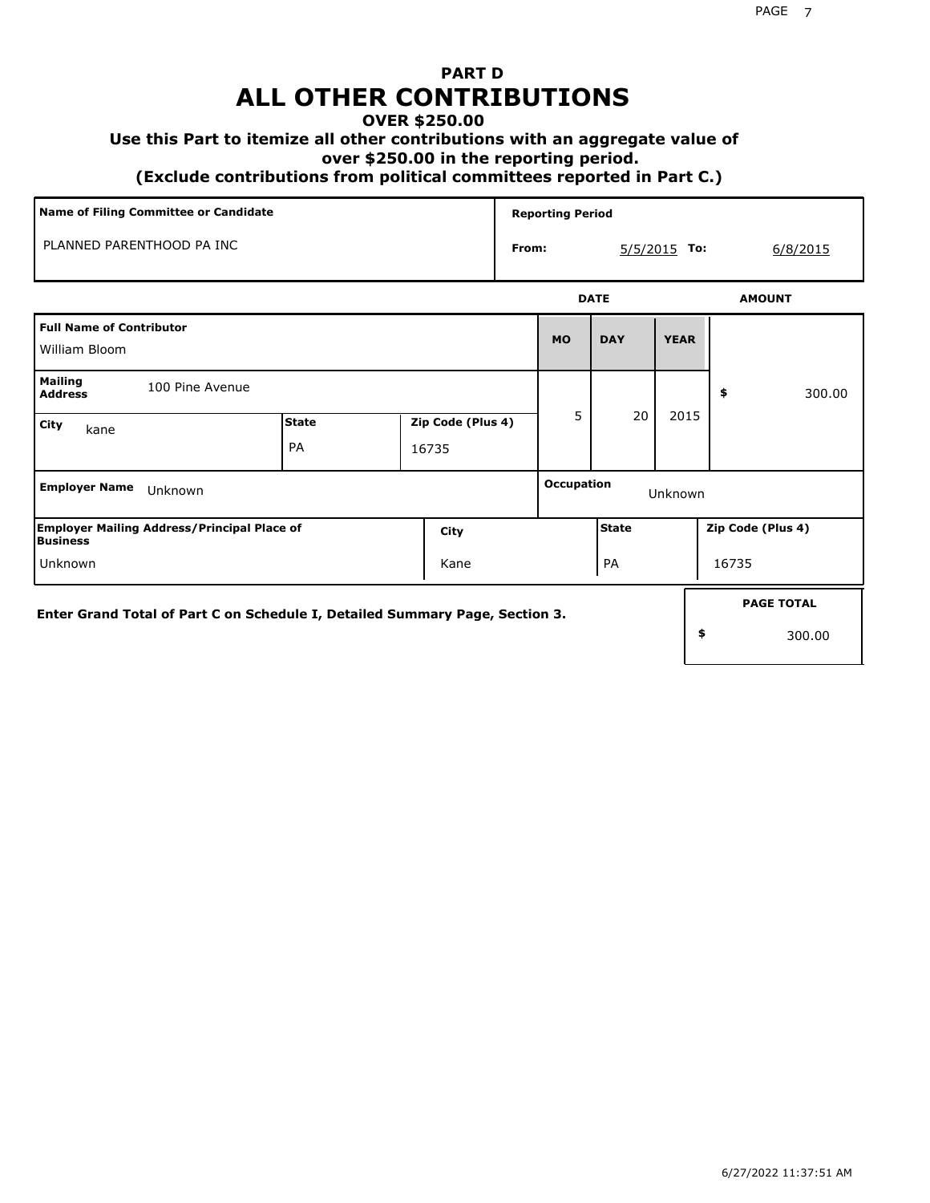# PART D
# ALL OTHER CONTRIBUTIONS
### OVER $250.00
### Use this Part to itemize all other contributions with an aggregate value of over $250.00 in the reporting period.
### (Exclude contributions from political committees reported in Part C.)

| Name of Filing Committee or Candidate | Reporting Period |
| --- | --- |
| PLANNED PARENTHOOD PA INC | From: 5/5/2015 To: 6/8/2015 |

| Full Name of Contributor | | | DATE MO | DAY | YEAR | AMOUNT |
| --- | --- | --- | --- | --- | --- | --- |
| William Bloom | | | 5 | 20 | 2015 | $ 300.00 |
| **Mailing Address** 100 Pine Avenue | | | | | | |
| **City** kane | **State** PA | **Zip Code (Plus 4)** 16735 | | | | |
| **Employer Name** Unknown | | | **Occupation** Unknown | | | |
| **Employer Mailing Address/Principal Place of Business** Unknown | **City** Kane | | **State** PA | | **Zip Code (Plus 4)** 16735 | |

**Enter Grand Total of Part C on Schedule I, Detailed Summary Page, Section 3.**

| PAGE TOTAL |
| --- |
| $ 300.00 |

6/27/2022 11:37:51 AM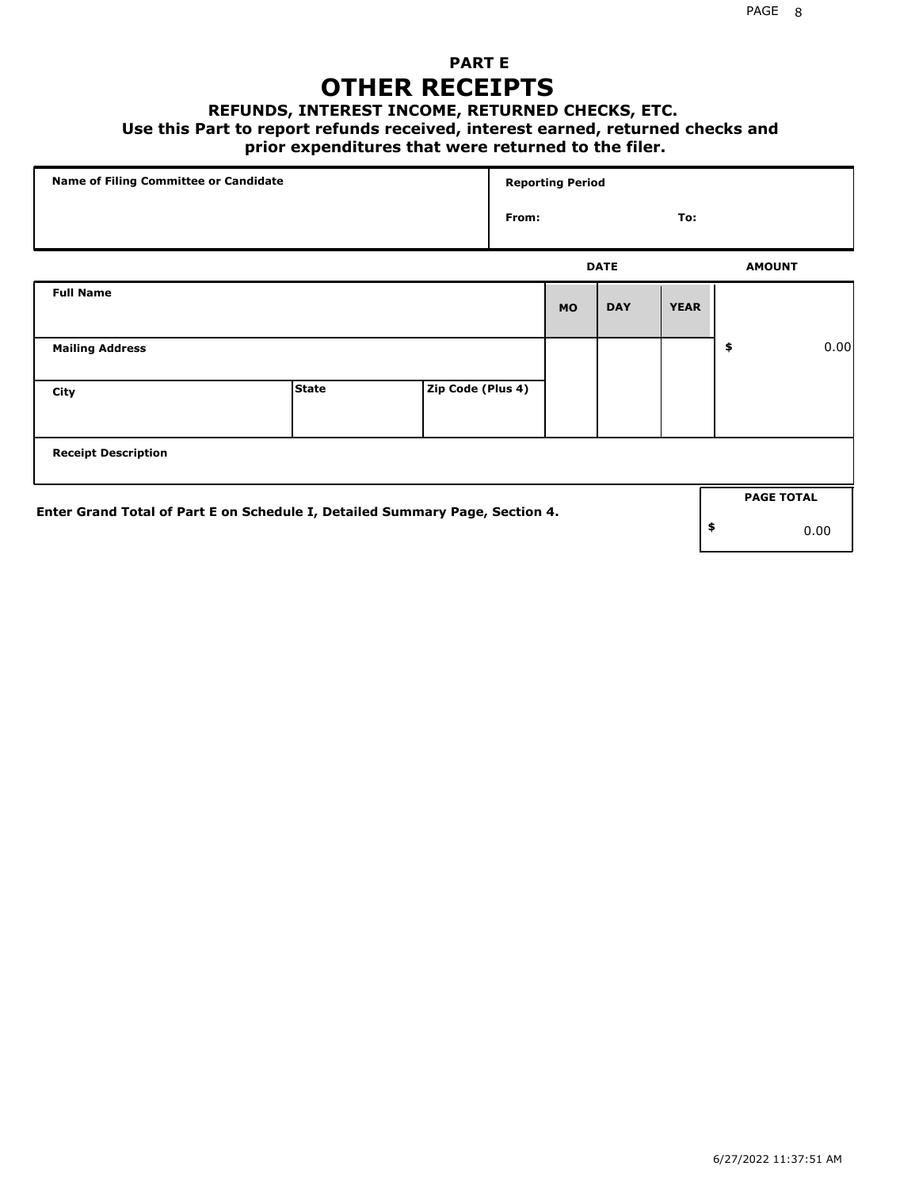# PART E

## OTHER RECEIPTS

### REFUNDS, INTEREST INCOME, RETURNED CHECKS, ETC.

**Use this Part to report refunds received, interest earned, returned checks and prior expenditures that were returned to the filer.**

| Name of Filing Committee or Candidate | Reporting Period | |
|---|---|---|
| | From: | To: |

| Full Name | | | DATE MO | DAY | YEAR | AMOUNT |
|---|---|---|---|---|---|---|
| Mailing Address | | | | | | $ 0.00 |
| City | State | Zip Code (Plus 4) | | | | |
| Receipt Description | | | | | | |

**Enter Grand Total of Part E on Schedule I, Detailed Summary Page, Section 4.**

| PAGE TOTAL |
|---|
| $ 0.00 |

6/27/2022 11:37:51 AM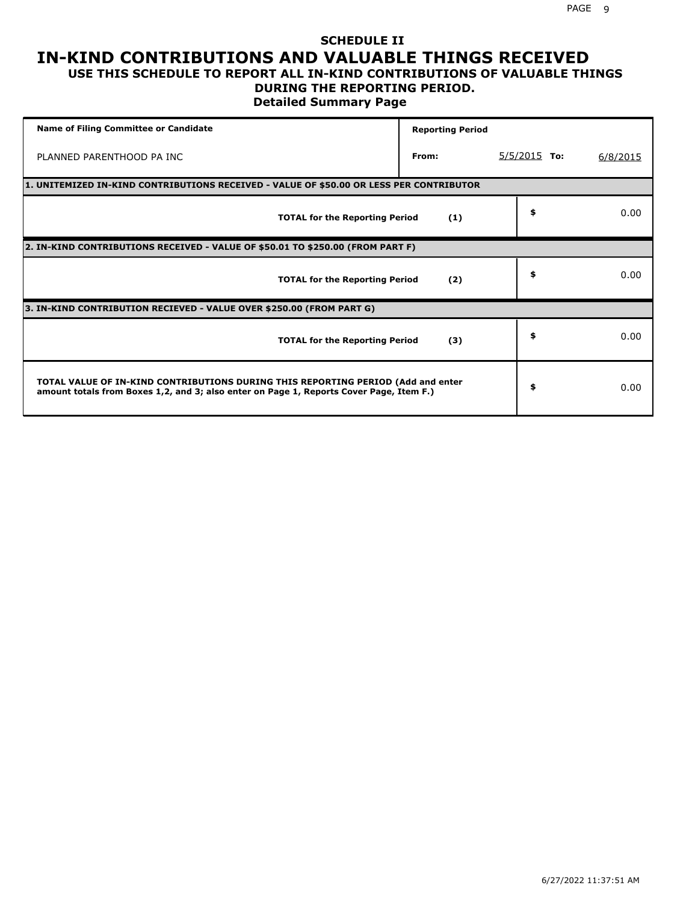# SCHEDULE II

# IN-KIND CONTRIBUTIONS AND VALUABLE THINGS RECEIVED

## USE THIS SCHEDULE TO REPORT ALL IN-KIND CONTRIBUTIONS OF VALUABLE THINGS DURING THE REPORTING PERIOD.

### Detailed Summary Page

| Name of Filing Committee or Candidate | Reporting Period | | | |
|---|---|---|---|---|
| PLANNED PARENTHOOD PA INC | From: | 5/5/2015 | To: | 6/8/2015 |

| 1. UNITEMIZED IN-KIND CONTRIBUTIONS RECEIVED - VALUE OF $50.00 OR LESS PER CONTRIBUTOR | | |
|---|---|---|
| **TOTAL for the Reporting Period** | **(1)** | $ 0.00 |
| **2. IN-KIND CONTRIBUTIONS RECEIVED - VALUE OF $50.01 TO $250.00 (FROM PART F)** | | |
| **TOTAL for the Reporting Period** | **(2)** | $ 0.00 |
| **3. IN-KIND CONTRIBUTION RECIEVED - VALUE OVER $250.00 (FROM PART G)** | | |
| **TOTAL for the Reporting Period** | **(3)** | $ 0.00 |
| **TOTAL VALUE OF IN-KIND CONTRIBUTIONS DURING THIS REPORTING PERIOD (Add and enter amount totals from Boxes 1,2, and 3; also enter on Page 1, Reports Cover Page, Item F.)** | | $ 0.00 |

6/27/2022 11:37:51 AM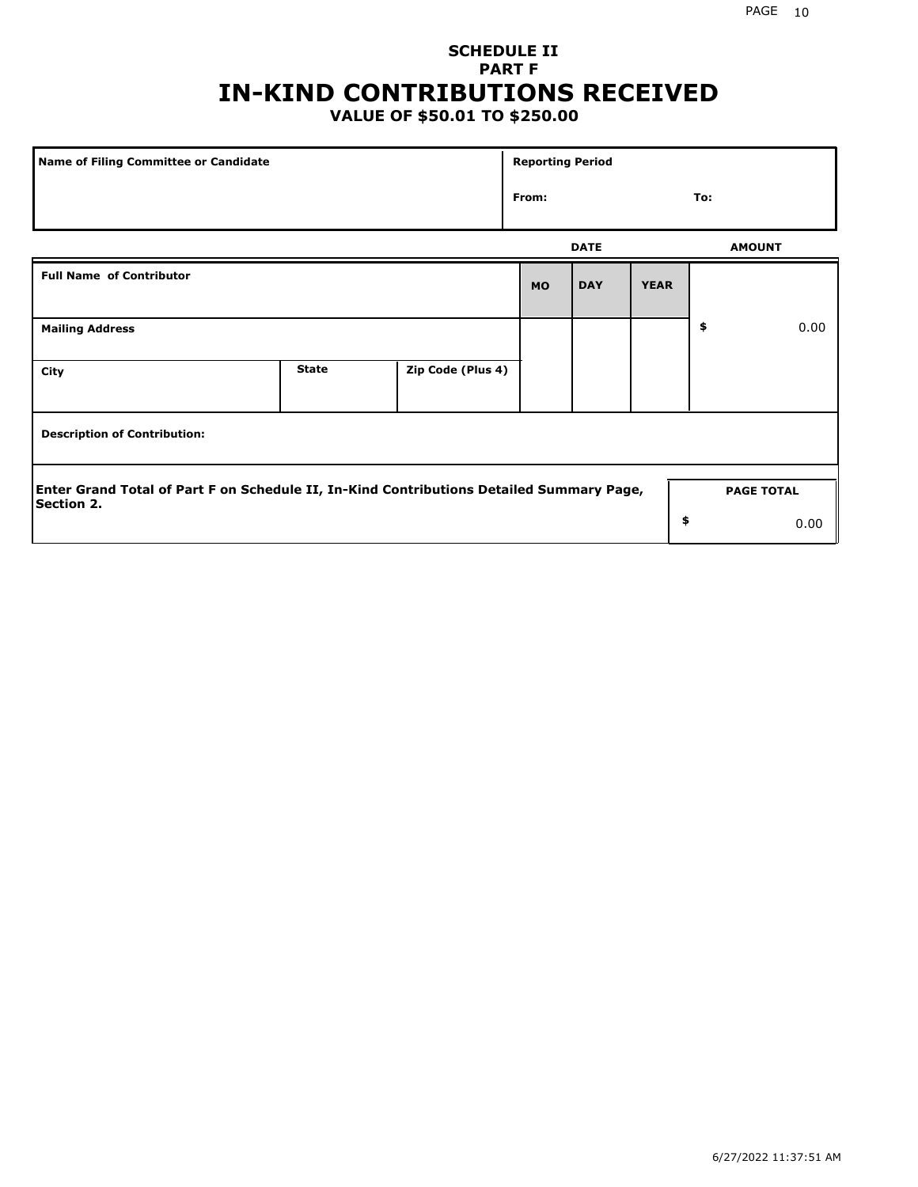# SCHEDULE II
## PART F
# IN-KIND CONTRIBUTIONS RECEIVED
### VALUE OF $50.01 TO $250.00

| Name of Filing Committee or Candidate | Reporting Period |
|---|---|
| | From: To: |

| Full Name of Contributor | | | DATE MO | DAY | YEAR | AMOUNT |
|---|---|---|---|---|---|---|
| Mailing Address | | | | | | $ 0.00 |
| City | State | Zip Code (Plus 4) | | | | |
| Description of Contribution: | | | | | | |

| Enter Grand Total of Part F on Schedule II, In-Kind Contributions Detailed Summary Page, Section 2. | PAGE TOTAL |
|---|---|
| | $ 0.00 |

6/27/2022 11:37:51 AM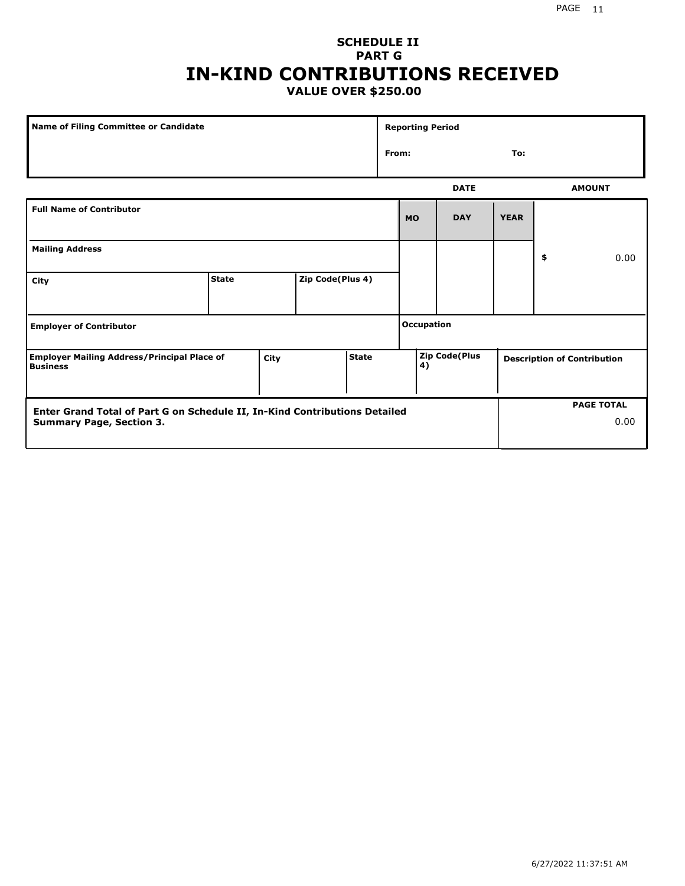# SCHEDULE II
## PART G
# IN-KIND CONTRIBUTIONS RECEIVED
### VALUE OVER $250.00

| Name of Filing Committee or Candidate | Reporting Period |
| --- | --- |
| | From: To: |

| Full Name of Contributor | | | DATE MO | DAY | YEAR | AMOUNT |
| --- | --- | --- | --- | --- | --- | --- |
| Mailing Address | | | | | | $ 0.00 |
| City | State | Zip Code(Plus 4) | | | | |
| Employer of Contributor | | | Occupation | | | |

| Employer Mailing Address/Principal Place of Business | City | State | Zip Code(Plus 4) | Description of Contribution |
| --- | --- | --- | --- | --- |
| | | | | |

| Enter Grand Total of Part G on Schedule II, In-Kind Contributions Detailed Summary Page, Section 3. | PAGE TOTAL |
| --- | --- |
| | 0.00 |

6/27/2022 11:37:51 AM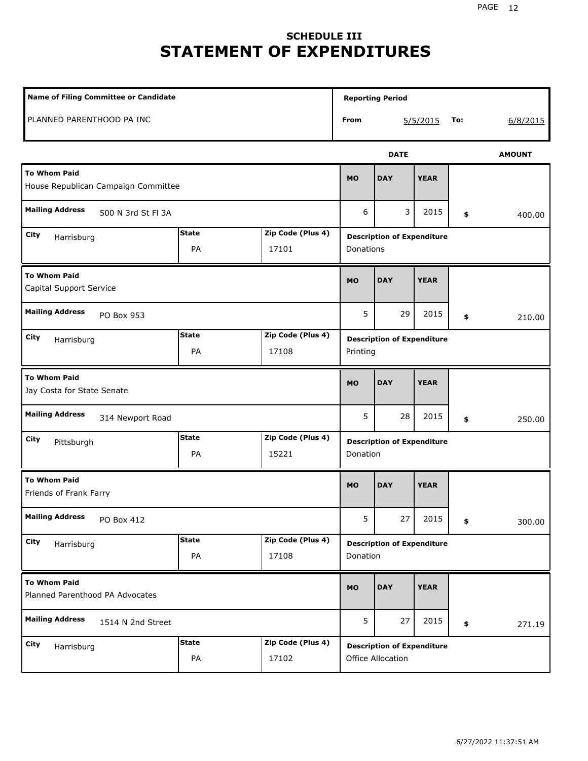## SCHEDULE III
# STATEMENT OF EXPENDITURES

| Name of Filing Committee or Candidate | Reporting Period |
|---|---|
| PLANNED PARENTHOOD PA INC | From 5/5/2015 To: 6/8/2015 |

| To Whom Paid | Mailing Address | City | State | Zip Code (Plus 4) | MO | DAY | YEAR | AMOUNT | Description of Expenditure |
|---|---|---|---|---|---|---|---|---|---|
| House Republican Campaign Committee | 500 N 3rd St Fl 3A | Harrisburg | PA | 17101 | 6 | 3 | 2015 | $ 400.00 | Donations |
| Capital Support Service | PO Box 953 | Harrisburg | PA | 17108 | 5 | 29 | 2015 | $ 210.00 | Printing |
| Jay Costa for State Senate | 314 Newport Road | Pittsburgh | PA | 15221 | 5 | 28 | 2015 | $ 250.00 | Donation |
| Friends of Frank Farry | PO Box 412 | Harrisburg | PA | 17108 | 5 | 27 | 2015 | $ 300.00 | Donation |
| Planned Parenthood PA Advocates | 1514 N 2nd Street | Harrisburg | PA | 17102 | 5 | 27 | 2015 | $ 271.19 | Office Allocation |

6/27/2022 11:37:51 AM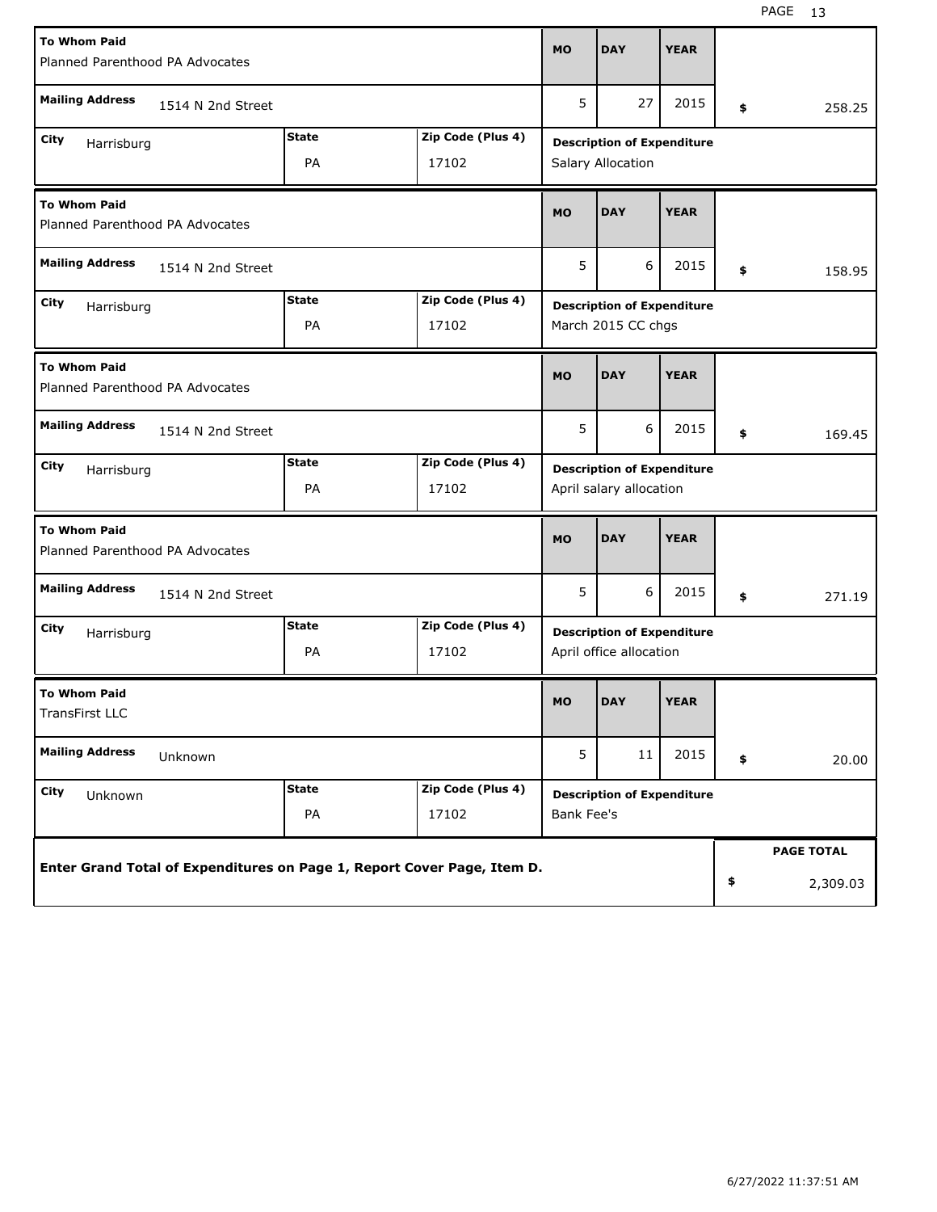| To Whom Paid | Mailing Address | City | State | Zip Code (Plus 4) | MO | DAY | YEAR | Description of Expenditure | $ |
|---|---|---|---|---|---|---|---|---|---|
| Planned Parenthood PA Advocates | 1514 N 2nd Street | Harrisburg | PA | 17102 | 5 | 27 | 2015 | Salary Allocation | 258.25 |
| Planned Parenthood PA Advocates | 1514 N 2nd Street | Harrisburg | PA | 17102 | 5 | 6 | 2015 | March 2015 CC chgs | 158.95 |
| Planned Parenthood PA Advocates | 1514 N 2nd Street | Harrisburg | PA | 17102 | 5 | 6 | 2015 | April salary allocation | 169.45 |
| Planned Parenthood PA Advocates | 1514 N 2nd Street | Harrisburg | PA | 17102 | 5 | 6 | 2015 | April office allocation | 271.19 |
| TransFirst LLC | Unknown | Unknown | PA | 17102 | 5 | 11 | 2015 | Bank Fee's | 20.00 |

**Enter Grand Total of Expenditures on Page 1, Report Cover Page, Item D.**

**PAGE TOTAL** $ 2,309.03

6/27/2022 11:37:51 AM